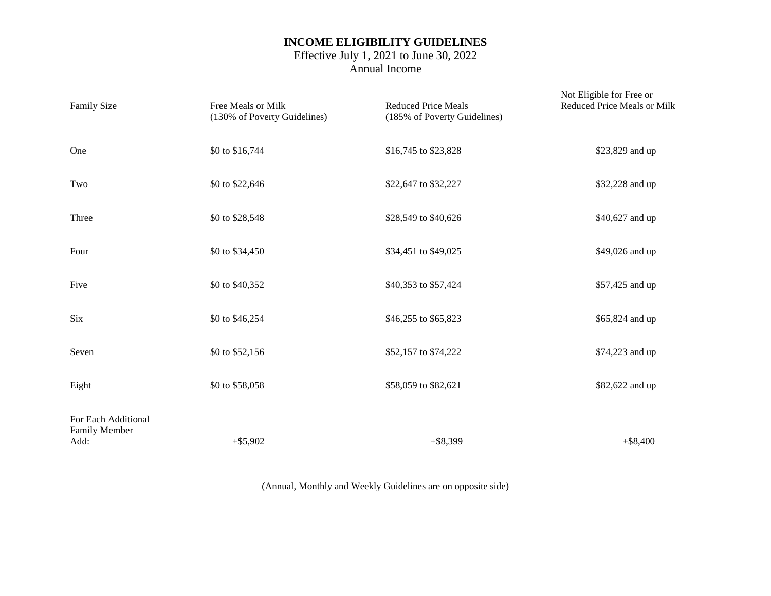# INCOME ELIGIBILITY GUIDELINES

Effective July 1, 2021 to June 30, 2022

Annual Income

| Family Size | Free Meals or Milk (130% of Poverty Guidelines) | Reduced Price Meals (185% of Poverty Guidelines) | Not Eligible for Free or Reduced Price Meals or Milk |
|---|---|---|---|
| One | $0 to $16,744 | $16,745 to $23,828 | $23,829 and up |
| Two | $0 to $22,646 | $22,647 to $32,227 | $32,228 and up |
| Three | $0 to $28,548 | $28,549 to $40,626 | $40,627 and up |
| Four | $0 to $34,450 | $34,451 to $49,025 | $49,026 and up |
| Five | $0 to $40,352 | $40,353 to $57,424 | $57,425 and up |
| Six | $0 to $46,254 | $46,255 to $65,823 | $65,824 and up |
| Seven | $0 to $52,156 | $52,157 to $74,222 | $74,223 and up |
| Eight | $0 to $58,058 | $58,059 to $82,621 | $82,622 and up |
| For Each Additional Family Member Add: | +$5,902 | +$8,399 | +$8,400 |

(Annual, Monthly and Weekly Guidelines are on opposite side)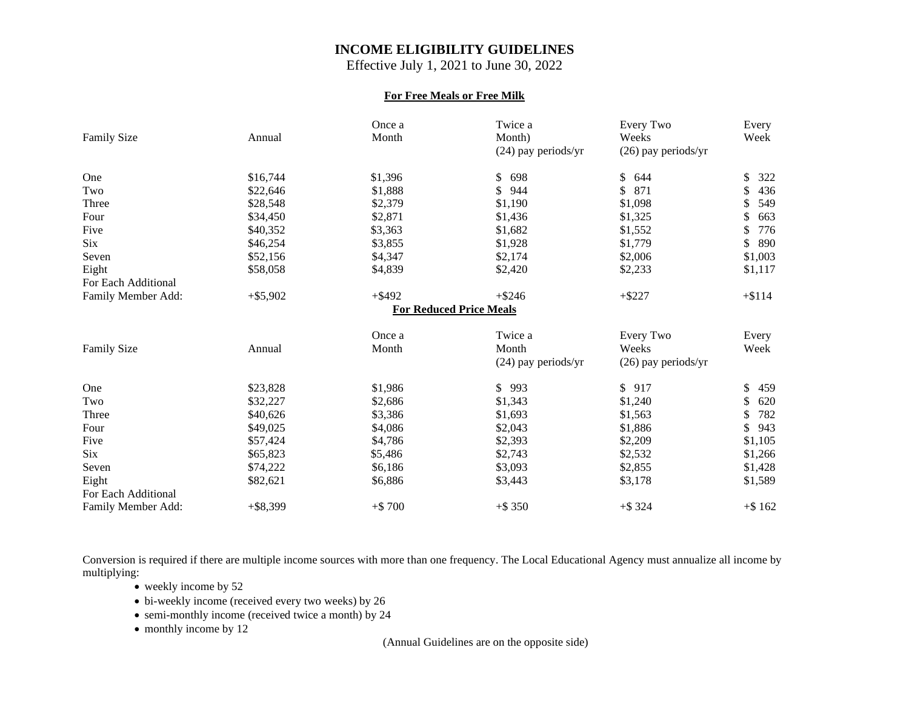# INCOME ELIGIBILITY GUIDELINES

Effective July 1, 2021 to June 30, 2022

## For Free Meals or Free Milk

| Family Size | Annual | Once a Month | Twice a Month) (24) pay periods/yr | Every Two Weeks (26) pay periods/yr | Every Week |
|---|---|---|---|---|---|
| One | $16,744 | $1,396 | $ 698 | $ 644 | $ 322 |
| Two | $22,646 | $1,888 | $ 944 | $ 871 | $ 436 |
| Three | $28,548 | $2,379 | $1,190 | $1,098 | $ 549 |
| Four | $34,450 | $2,871 | $1,436 | $1,325 | $ 663 |
| Five | $40,352 | $3,363 | $1,682 | $1,552 | $ 776 |
| Six | $46,254 | $3,855 | $1,928 | $1,779 | $ 890 |
| Seven | $52,156 | $4,347 | $2,174 | $2,006 | $1,003 |
| Eight | $58,058 | $4,839 | $2,420 | $2,233 | $1,117 |
| For Each Additional Family Member Add: | +$5,902 | +$492 | +$246 | +$227 | +$114 |

## For Reduced Price Meals

| Family Size | Annual | Once a Month | Twice a Month (24) pay periods/yr | Every Two Weeks (26) pay periods/yr | Every Week |
|---|---|---|---|---|---|
| One | $23,828 | $1,986 | $ 993 | $ 917 | $ 459 |
| Two | $32,227 | $2,686 | $1,343 | $1,240 | $ 620 |
| Three | $40,626 | $3,386 | $1,693 | $1,563 | $ 782 |
| Four | $49,025 | $4,086 | $2,043 | $1,886 | $ 943 |
| Five | $57,424 | $4,786 | $2,393 | $2,209 | $1,105 |
| Six | $65,823 | $5,486 | $2,743 | $2,532 | $1,266 |
| Seven | $74,222 | $6,186 | $3,093 | $2,855 | $1,428 |
| Eight | $82,621 | $6,886 | $3,443 | $3,178 | $1,589 |
| For Each Additional Family Member Add: | +$8,399 | +$ 700 | +$ 350 | +$ 324 | +$ 162 |

Conversion is required if there are multiple income sources with more than one frequency. The Local Educational Agency must annualize all income by multiplying:

- weekly income by 52
- bi-weekly income (received every two weeks) by 26
- semi-monthly income (received twice a month) by 24
- monthly income by 12

(Annual Guidelines are on the opposite side)